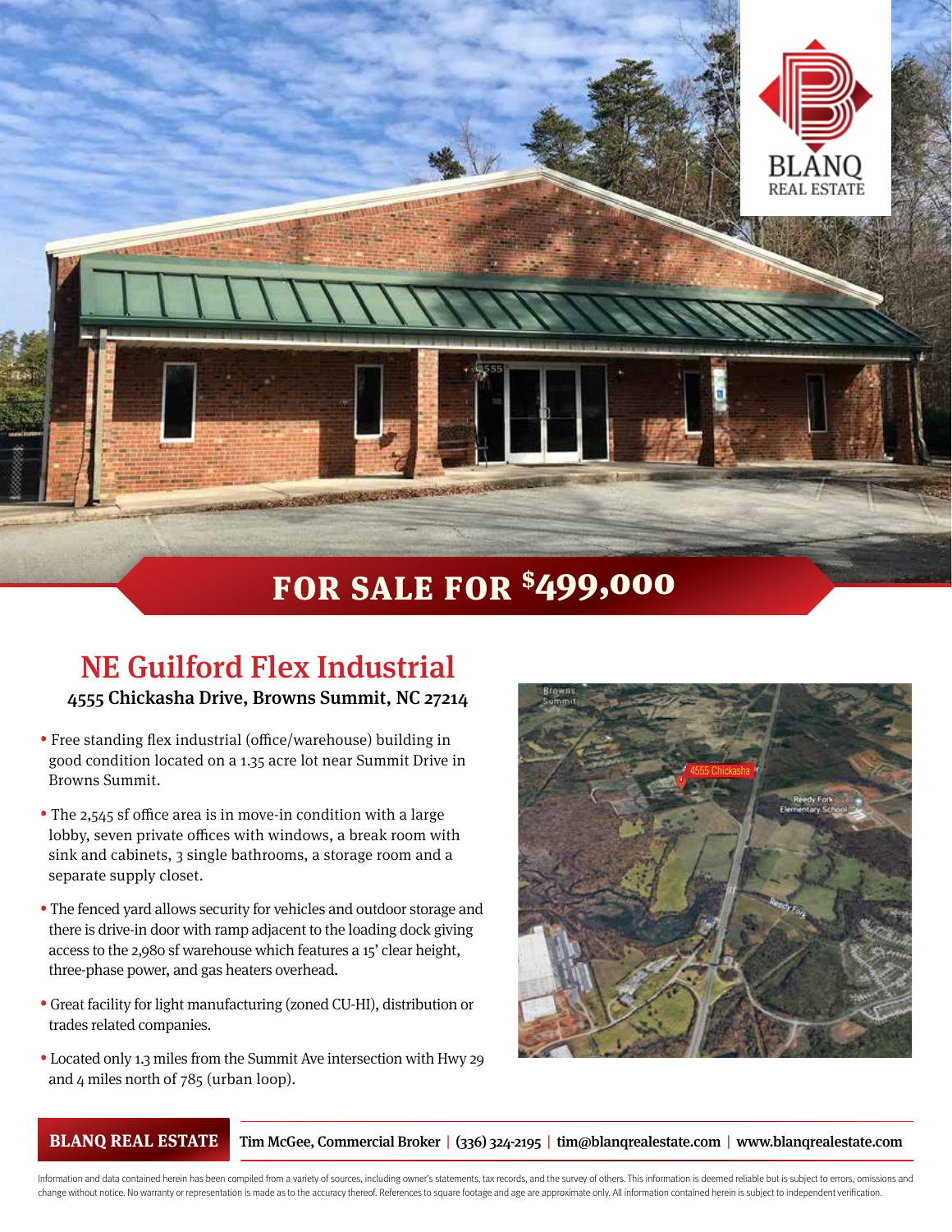# FOR SALE FOR $499,000

## NE Guilford Flex Industrial

**4555 Chickasha Drive, Browns Summit, NC 27214**

- Free standing flex industrial (office/warehouse) building in good condition located on a 1.35 acre lot near Summit Drive in Browns Summit.
- The 2,545 sf office area is in move-in condition with a large lobby, seven private offices with windows, a break room with sink and cabinets, 3 single bathrooms, a storage room and a separate supply closet.
- The fenced yard allows security for vehicles and outdoor storage and there is drive-in door with ramp adjacent to the loading dock giving access to the 2,980 sf warehouse which features a 15' clear height, three-phase power, and gas heaters overhead.
- Great facility for light manufacturing (zoned CU-HI), distribution or trades related companies.
- Located only 1.3 miles from the Summit Ave intersection with Hwy 29 and 4 miles north of 785 (urban loop).

**BLANQ REAL ESTATE** Tim McGee, Commercial Broker | (336) 324-2195 | tim@blanqrealestate.com | www.blanqrealestate.com

Information and data contained herein has been compiled from a variety of sources, including owner's statements, tax records, and the survey of others. This information is deemed reliable but is subject to errors, omissions and change without notice. No warranty or representation is made as to the accuracy thereof. References to square footage and age are approximate only. All information contained herein is subject to independent verification.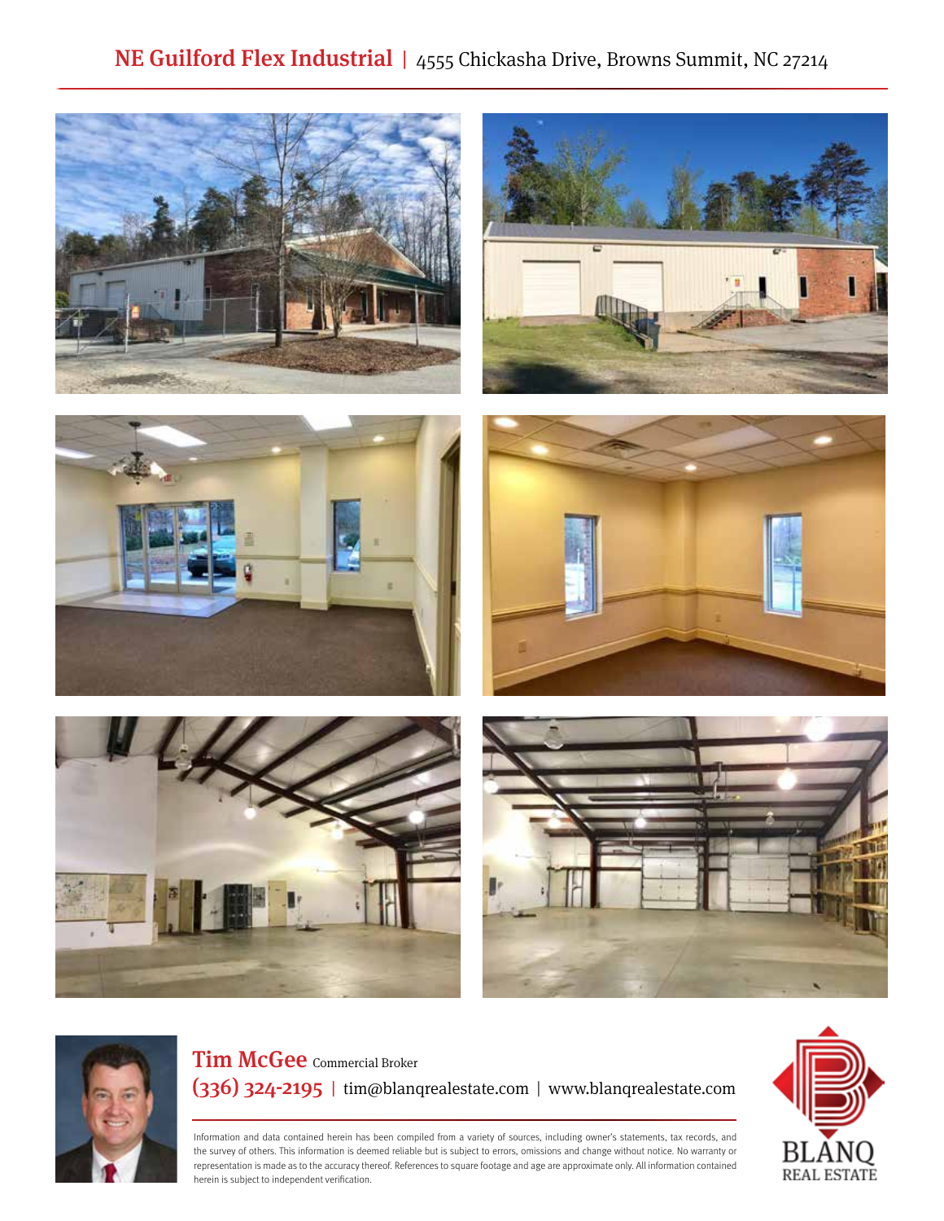# NE Guilford Flex Industrial | 4555 Chickasha Drive, Browns Summit, NC 27214

**Tim McGee** Commercial Broker

**(336) 324-2195** | tim@blanqrealestate.com | www.blanqrealestate.com

Information and data contained herein has been compiled from a variety of sources, including owner's statements, tax records, and the survey of others. This information is deemed reliable but is subject to errors, omissions and change without notice. No warranty or representation is made as to the accuracy thereof. References to square footage and age are approximate only. All information contained herein is subject to independent verification.

BLANQ REAL ESTATE